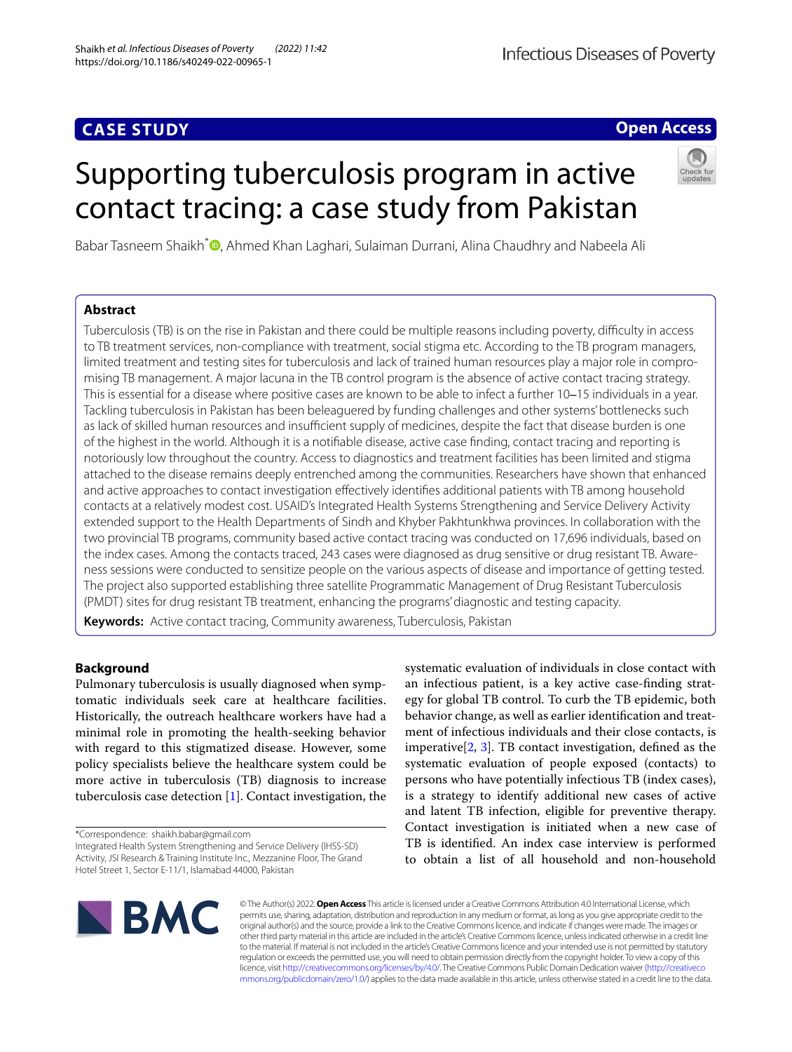CASE STUDY

Open Access

# Supporting tuberculosis program in active contact tracing: a case study from Pakistan

Babar Tasneem Shaikh*, Ahmed Khan Laghari, Sulaiman Durrani, Alina Chaudhry and Nabeela Ali

## Abstract

Tuberculosis (TB) is on the rise in Pakistan and there could be multiple reasons including poverty, difficulty in access to TB treatment services, non-compliance with treatment, social stigma etc. According to the TB program managers, limited treatment and testing sites for tuberculosis and lack of trained human resources play a major role in compromising TB management. A major lacuna in the TB control program is the absence of active contact tracing strategy. This is essential for a disease where positive cases are known to be able to infect a further 10–15 individuals in a year. Tackling tuberculosis in Pakistan has been beleaguered by funding challenges and other systems' bottlenecks such as lack of skilled human resources and insufficient supply of medicines, despite the fact that disease burden is one of the highest in the world. Although it is a notifiable disease, active case finding, contact tracing and reporting is notoriously low throughout the country. Access to diagnostics and treatment facilities has been limited and stigma attached to the disease remains deeply entrenched among the communities. Researchers have shown that enhanced and active approaches to contact investigation effectively identifies additional patients with TB among household contacts at a relatively modest cost. USAID's Integrated Health Systems Strengthening and Service Delivery Activity extended support to the Health Departments of Sindh and Khyber Pakhtunkhwa provinces. In collaboration with the two provincial TB programs, community based active contact tracing was conducted on 17,696 individuals, based on the index cases. Among the contacts traced, 243 cases were diagnosed as drug sensitive or drug resistant TB. Awareness sessions were conducted to sensitize people on the various aspects of disease and importance of getting tested. The project also supported establishing three satellite Programmatic Management of Drug Resistant Tuberculosis (PMDT) sites for drug resistant TB treatment, enhancing the programs' diagnostic and testing capacity.

**Keywords:** Active contact tracing, Community awareness, Tuberculosis, Pakistan

## Background

Pulmonary tuberculosis is usually diagnosed when symptomatic individuals seek care at healthcare facilities. Historically, the outreach healthcare workers have had a minimal role in promoting the health-seeking behavior with regard to this stigmatized disease. However, some policy specialists believe the healthcare system could be more active in tuberculosis (TB) diagnosis to increase tuberculosis case detection [1]. Contact investigation, the systematic evaluation of individuals in close contact with an infectious patient, is a key active case-finding strategy for global TB control. To curb the TB epidemic, both behavior change, as well as earlier identification and treatment of infectious individuals and their close contacts, is imperative[2, 3]. TB contact investigation, defined as the systematic evaluation of people exposed (contacts) to persons who have potentially infectious TB (index cases), is a strategy to identify additional new cases of active and latent TB infection, eligible for preventive therapy. Contact investigation is initiated when a new case of TB is identified. An index case interview is performed to obtain a list of all household and non-household

*Correspondence: shaikh.babar@gmail.com
Integrated Health System Strengthening and Service Delivery (IHSS-SD) Activity, JSI Research & Training Institute Inc., Mezzanine Floor, The Grand Hotel Street 1, Sector E-11/1, Islamabad 44000, Pakistan

© The Author(s) 2022. **Open Access** This article is licensed under a Creative Commons Attribution 4.0 International License, which permits use, sharing, adaptation, distribution and reproduction in any medium or format, as long as you give appropriate credit to the original author(s) and the source, provide a link to the Creative Commons licence, and indicate if changes were made. The images or other third party material in this article are included in the article's Creative Commons licence, unless indicated otherwise in a credit line to the material. If material is not included in the article's Creative Commons licence and your intended use is not permitted by statutory regulation or exceeds the permitted use, you will need to obtain permission directly from the copyright holder. To view a copy of this licence, visit http://creativecommons.org/licenses/by/4.0/. The Creative Commons Public Domain Dedication waiver (http://creativecommons.org/publicdomain/zero/1.0/) applies to the data made available in this article, unless otherwise stated in a credit line to the data.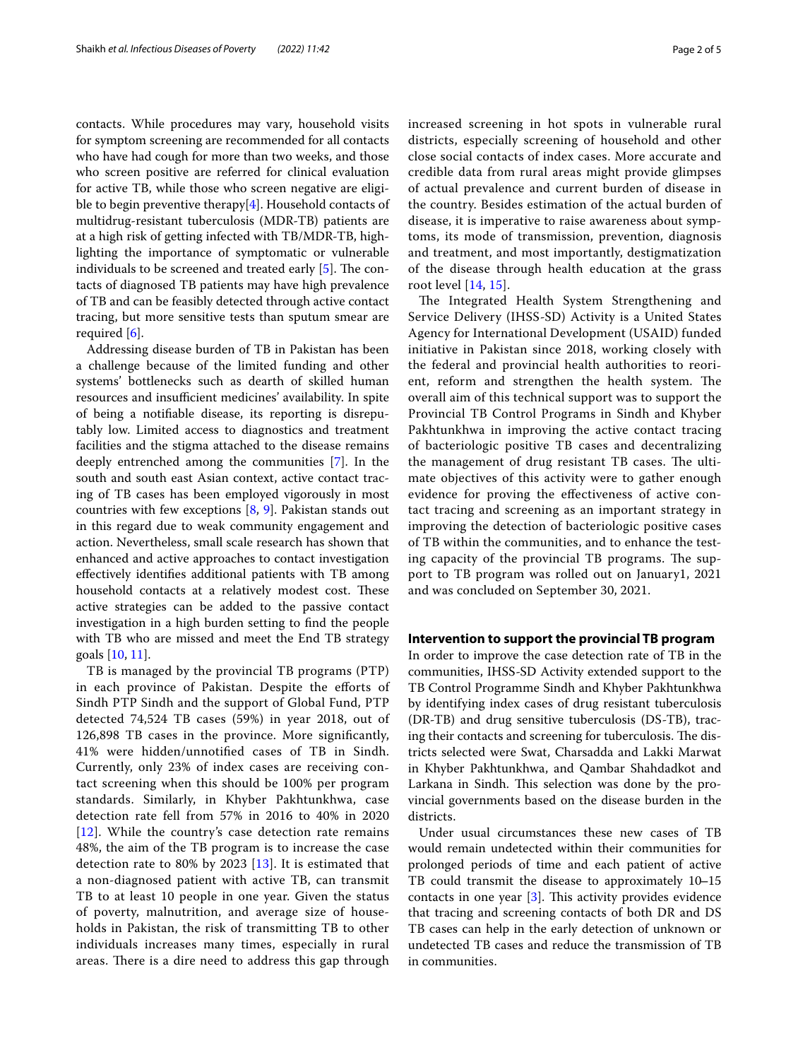contacts. While procedures may vary, household visits for symptom screening are recommended for all contacts who have had cough for more than two weeks, and those who screen positive are referred for clinical evaluation for active TB, while those who screen negative are eligible to begin preventive therapy[4]. Household contacts of multidrug-resistant tuberculosis (MDR-TB) patients are at a high risk of getting infected with TB/MDR-TB, highlighting the importance of symptomatic or vulnerable individuals to be screened and treated early [5]. The contacts of diagnosed TB patients may have high prevalence of TB and can be feasibly detected through active contact tracing, but more sensitive tests than sputum smear are required [6].

Addressing disease burden of TB in Pakistan has been a challenge because of the limited funding and other systems' bottlenecks such as dearth of skilled human resources and insufficient medicines' availability. In spite of being a notifiable disease, its reporting is disreputably low. Limited access to diagnostics and treatment facilities and the stigma attached to the disease remains deeply entrenched among the communities [7]. In the south and south east Asian context, active contact tracing of TB cases has been employed vigorously in most countries with few exceptions [8, 9]. Pakistan stands out in this regard due to weak community engagement and action. Nevertheless, small scale research has shown that enhanced and active approaches to contact investigation effectively identifies additional patients with TB among household contacts at a relatively modest cost. These active strategies can be added to the passive contact investigation in a high burden setting to find the people with TB who are missed and meet the End TB strategy goals [10, 11].

TB is managed by the provincial TB programs (PTP) in each province of Pakistan. Despite the efforts of Sindh PTP Sindh and the support of Global Fund, PTP detected 74,524 TB cases (59%) in year 2018, out of 126,898 TB cases in the province. More significantly, 41% were hidden/unnotified cases of TB in Sindh. Currently, only 23% of index cases are receiving contact screening when this should be 100% per program standards. Similarly, in Khyber Pakhtunkhwa, case detection rate fell from 57% in 2016 to 40% in 2020 [12]. While the country's case detection rate remains 48%, the aim of the TB program is to increase the case detection rate to 80% by 2023 [13]. It is estimated that a non-diagnosed patient with active TB, can transmit TB to at least 10 people in one year. Given the status of poverty, malnutrition, and average size of households in Pakistan, the risk of transmitting TB to other individuals increases many times, especially in rural areas. There is a dire need to address this gap through increased screening in hot spots in vulnerable rural districts, especially screening of household and other close social contacts of index cases. More accurate and credible data from rural areas might provide glimpses of actual prevalence and current burden of disease in the country. Besides estimation of the actual burden of disease, it is imperative to raise awareness about symptoms, its mode of transmission, prevention, diagnosis and treatment, and most importantly, destigmatization of the disease through health education at the grass root level [14, 15].

The Integrated Health System Strengthening and Service Delivery (IHSS-SD) Activity is a United States Agency for International Development (USAID) funded initiative in Pakistan since 2018, working closely with the federal and provincial health authorities to reorient, reform and strengthen the health system. The overall aim of this technical support was to support the Provincial TB Control Programs in Sindh and Khyber Pakhtunkhwa in improving the active contact tracing of bacteriologic positive TB cases and decentralizing the management of drug resistant TB cases. The ultimate objectives of this activity were to gather enough evidence for proving the effectiveness of active contact tracing and screening as an important strategy in improving the detection of bacteriologic positive cases of TB within the communities, and to enhance the testing capacity of the provincial TB programs. The support to TB program was rolled out on January1, 2021 and was concluded on September 30, 2021.

## Intervention to support the provincial TB program

In order to improve the case detection rate of TB in the communities, IHSS-SD Activity extended support to the TB Control Programme Sindh and Khyber Pakhtunkhwa by identifying index cases of drug resistant tuberculosis (DR-TB) and drug sensitive tuberculosis (DS-TB), tracing their contacts and screening for tuberculosis. The districts selected were Swat, Charsadda and Lakki Marwat in Khyber Pakhtunkhwa, and Qambar Shahdadkot and Larkana in Sindh. This selection was done by the provincial governments based on the disease burden in the districts.

Under usual circumstances these new cases of TB would remain undetected within their communities for prolonged periods of time and each patient of active TB could transmit the disease to approximately 10–15 contacts in one year [3]. This activity provides evidence that tracing and screening contacts of both DR and DS TB cases can help in the early detection of unknown or undetected TB cases and reduce the transmission of TB in communities.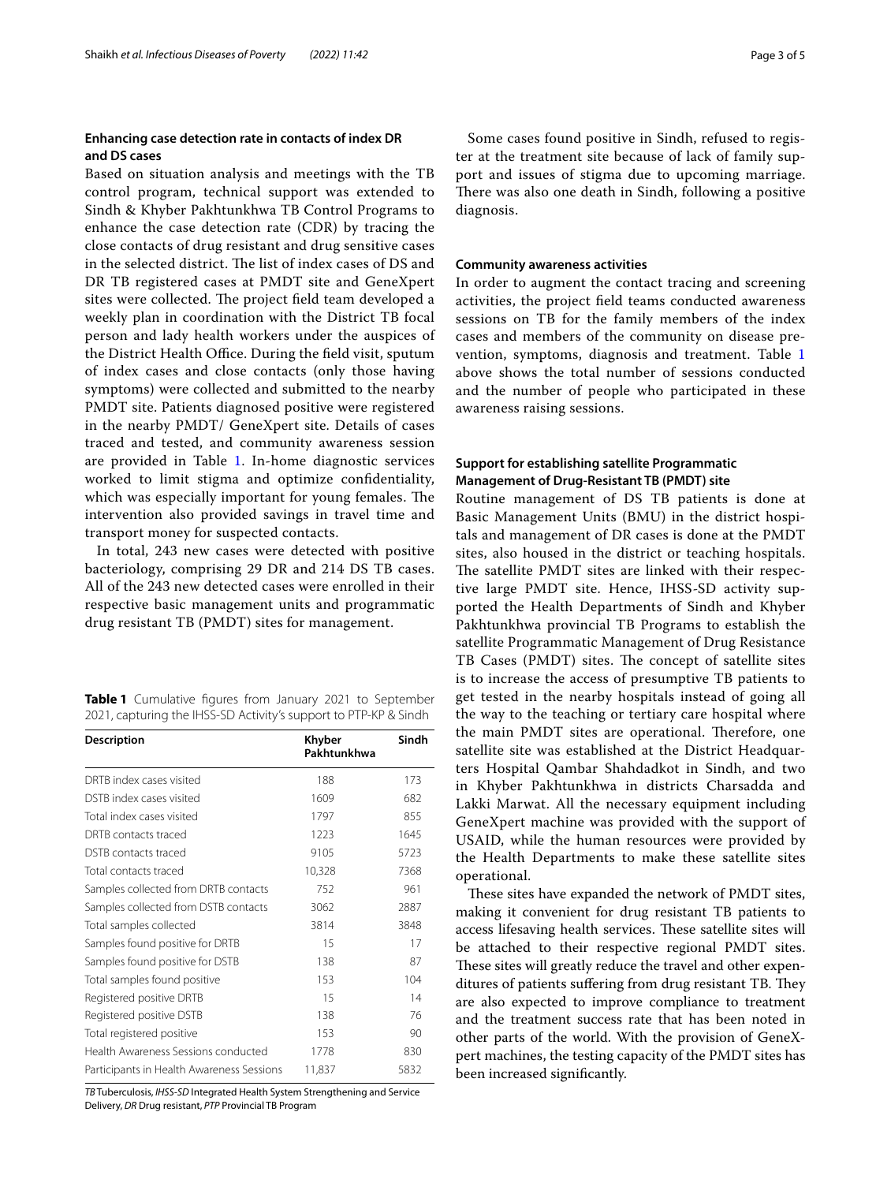### Enhancing case detection rate in contacts of index DR and DS cases

Based on situation analysis and meetings with the TB control program, technical support was extended to Sindh & Khyber Pakhtunkhwa TB Control Programs to enhance the case detection rate (CDR) by tracing the close contacts of drug resistant and drug sensitive cases in the selected district. The list of index cases of DS and DR TB registered cases at PMDT site and GeneXpert sites were collected. The project field team developed a weekly plan in coordination with the District TB focal person and lady health workers under the auspices of the District Health Office. During the field visit, sputum of index cases and close contacts (only those having symptoms) were collected and submitted to the nearby PMDT site. Patients diagnosed positive were registered in the nearby PMDT/ GeneXpert site. Details of cases traced and tested, and community awareness session are provided in Table 1. In-home diagnostic services worked to limit stigma and optimize confidentiality, which was especially important for young females. The intervention also provided savings in travel time and transport money for suspected contacts.

In total, 243 new cases were detected with positive bacteriology, comprising 29 DR and 214 DS TB cases. All of the 243 new detected cases were enrolled in their respective basic management units and programmatic drug resistant TB (PMDT) sites for management.

**Table 1** Cumulative figures from January 2021 to September 2021, capturing the IHSS-SD Activity's support to PTP-KP & Sindh

| Description | Khyber Pakhtunkhwa | Sindh |
|---|---|---|
| DRTB index cases visited | 188 | 173 |
| DSTB index cases visited | 1609 | 682 |
| Total index cases visited | 1797 | 855 |
| DRTB contacts traced | 1223 | 1645 |
| DSTB contacts traced | 9105 | 5723 |
| Total contacts traced | 10,328 | 7368 |
| Samples collected from DRTB contacts | 752 | 961 |
| Samples collected from DSTB contacts | 3062 | 2887 |
| Total samples collected | 3814 | 3848 |
| Samples found positive for DRTB | 15 | 17 |
| Samples found positive for DSTB | 138 | 87 |
| Total samples found positive | 153 | 104 |
| Registered positive DRTB | 15 | 14 |
| Registered positive DSTB | 138 | 76 |
| Total registered positive | 153 | 90 |
| Health Awareness Sessions conducted | 1778 | 830 |
| Participants in Health Awareness Sessions | 11,837 | 5832 |

*TB* Tuberculosis, *IHSS-SD* Integrated Health System Strengthening and Service Delivery, *DR* Drug resistant, *PTP* Provincial TB Program

Some cases found positive in Sindh, refused to register at the treatment site because of lack of family support and issues of stigma due to upcoming marriage. There was also one death in Sindh, following a positive diagnosis.

### Community awareness activities

In order to augment the contact tracing and screening activities, the project field teams conducted awareness sessions on TB for the family members of the index cases and members of the community on disease prevention, symptoms, diagnosis and treatment. Table 1 above shows the total number of sessions conducted and the number of people who participated in these awareness raising sessions.

### Support for establishing satellite Programmatic Management of Drug-Resistant TB (PMDT) site

Routine management of DS TB patients is done at Basic Management Units (BMU) in the district hospitals and management of DR cases is done at the PMDT sites, also housed in the district or teaching hospitals. The satellite PMDT sites are linked with their respective large PMDT site. Hence, IHSS-SD activity supported the Health Departments of Sindh and Khyber Pakhtunkhwa provincial TB Programs to establish the satellite Programmatic Management of Drug Resistance TB Cases (PMDT) sites. The concept of satellite sites is to increase the access of presumptive TB patients to get tested in the nearby hospitals instead of going all the way to the teaching or tertiary care hospital where the main PMDT sites are operational. Therefore, one satellite site was established at the District Headquarters Hospital Qambar Shahdadkot in Sindh, and two in Khyber Pakhtunkhwa in districts Charsadda and Lakki Marwat. All the necessary equipment including GeneXpert machine was provided with the support of USAID, while the human resources were provided by the Health Departments to make these satellite sites operational.

These sites have expanded the network of PMDT sites, making it convenient for drug resistant TB patients to access lifesaving health services. These satellite sites will be attached to their respective regional PMDT sites. These sites will greatly reduce the travel and other expenditures of patients suffering from drug resistant TB. They are also expected to improve compliance to treatment and the treatment success rate that has been noted in other parts of the world. With the provision of GeneXpert machines, the testing capacity of the PMDT sites has been increased significantly.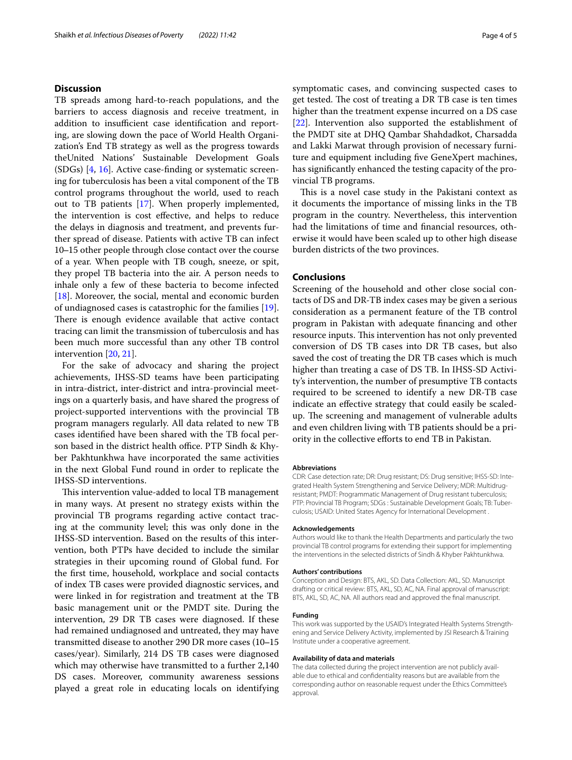## Discussion

TB spreads among hard-to-reach populations, and the barriers to access diagnosis and receive treatment, in addition to insufficient case identification and reporting, are slowing down the pace of World Health Organization's End TB strategy as well as the progress towards theUnited Nations' Sustainable Development Goals (SDGs) [4, 16]. Active case-finding or systematic screening for tuberculosis has been a vital component of the TB control programs throughout the world, used to reach out to TB patients [17]. When properly implemented, the intervention is cost effective, and helps to reduce the delays in diagnosis and treatment, and prevents further spread of disease. Patients with active TB can infect 10–15 other people through close contact over the course of a year. When people with TB cough, sneeze, or spit, they propel TB bacteria into the air. A person needs to inhale only a few of these bacteria to become infected [18]. Moreover, the social, mental and economic burden of undiagnosed cases is catastrophic for the families [19]. There is enough evidence available that active contact tracing can limit the transmission of tuberculosis and has been much more successful than any other TB control intervention [20, 21].

For the sake of advocacy and sharing the project achievements, IHSS-SD teams have been participating in intra-district, inter-district and intra-provincial meetings on a quarterly basis, and have shared the progress of project-supported interventions with the provincial TB program managers regularly. All data related to new TB cases identified have been shared with the TB focal person based in the district health office. PTP Sindh & Khyber Pakhtunkhwa have incorporated the same activities in the next Global Fund round in order to replicate the IHSS-SD interventions.

This intervention value-added to local TB management in many ways. At present no strategy exists within the provincial TB programs regarding active contact tracing at the community level; this was only done in the IHSS-SD intervention. Based on the results of this intervention, both PTPs have decided to include the similar strategies in their upcoming round of Global fund. For the first time, household, workplace and social contacts of index TB cases were provided diagnostic services, and were linked in for registration and treatment at the TB basic management unit or the PMDT site. During the intervention, 29 DR TB cases were diagnosed. If these had remained undiagnosed and untreated, they may have transmitted disease to another 290 DR more cases (10–15 cases/year). Similarly, 214 DS TB cases were diagnosed which may otherwise have transmitted to a further 2,140 DS cases. Moreover, community awareness sessions played a great role in educating locals on identifying symptomatic cases, and convincing suspected cases to get tested. The cost of treating a DR TB case is ten times higher than the treatment expense incurred on a DS case [22]. Intervention also supported the establishment of the PMDT site at DHQ Qambar Shahdadkot, Charsadda and Lakki Marwat through provision of necessary furniture and equipment including five GeneXpert machines, has significantly enhanced the testing capacity of the provincial TB programs.

This is a novel case study in the Pakistani context as it documents the importance of missing links in the TB program in the country. Nevertheless, this intervention had the limitations of time and financial resources, otherwise it would have been scaled up to other high disease burden districts of the two provinces.

## Conclusions

Screening of the household and other close social contacts of DS and DR-TB index cases may be given a serious consideration as a permanent feature of the TB control program in Pakistan with adequate financing and other resource inputs. This intervention has not only prevented conversion of DS TB cases into DR TB cases, but also saved the cost of treating the DR TB cases which is much higher than treating a case of DS TB. In IHSS-SD Activity's intervention, the number of presumptive TB contacts required to be screened to identify a new DR-TB case indicate an effective strategy that could easily be scaled-up. The screening and management of vulnerable adults and even children living with TB patients should be a priority in the collective efforts to end TB in Pakistan.

#### Abbreviations

CDR: Case detection rate; DR: Drug resistant; DS: Drug sensitive; IHSS-SD: Integrated Health System Strengthening and Service Delivery; MDR: Multidrug-resistant; PMDT: Programmatic Management of Drug resistant tuberculosis; PTP: Provincial TB Program; SDGs : Sustainable Development Goals; TB: Tuberculosis; USAID: United States Agency for International Development .

#### Acknowledgements

Authors would like to thank the Health Departments and particularly the two provincial TB control programs for extending their support for implementing the interventions in the selected districts of Sindh & Khyber Pakhtunkhwa.

#### Authors' contributions

Conception and Design: BTS, AKL, SD. Data Collection: AKL, SD. Manuscript drafting or critical review: BTS, AKL, SD, AC, NA. Final approval of manuscript: BTS, AKL, SD, AC, NA. All authors read and approved the final manuscript.

#### Funding

This work was supported by the USAID's Integrated Health Systems Strengthening and Service Delivery Activity, implemented by JSI Research & Training Institute under a cooperative agreement.

#### Availability of data and materials

The data collected during the project intervention are not publicly available due to ethical and confidentiality reasons but are available from the corresponding author on reasonable request under the Ethics Committee's approval.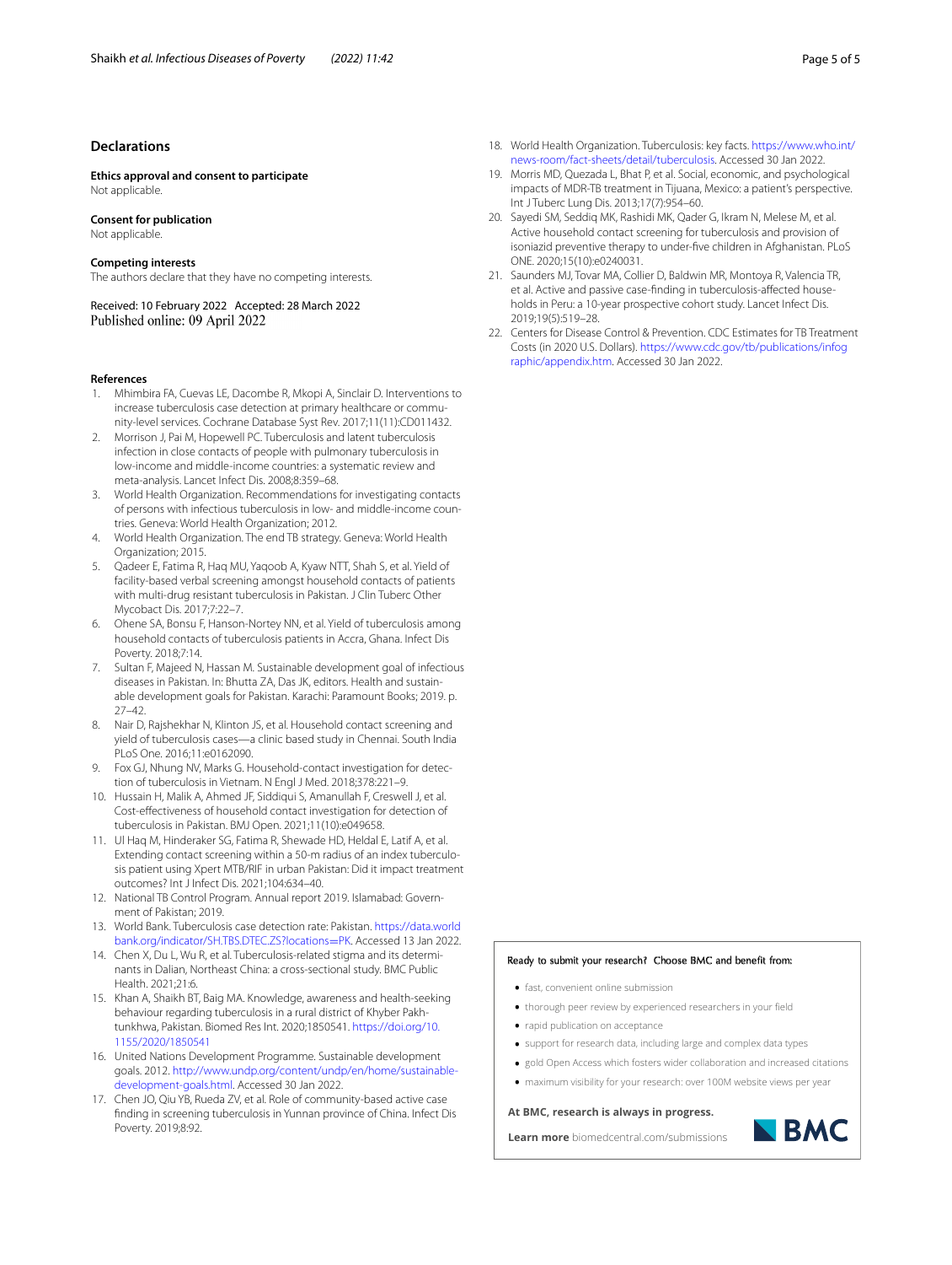## Declarations

### Ethics approval and consent to participate

Not applicable.

### Consent for publication

Not applicable.

### Competing interests

The authors declare that they have no competing interests.

Received: 10 February 2022 Accepted: 28 March 2022
Published online: 09 April 2022

## References

1. Mhimbira FA, Cuevas LE, Dacombe R, Mkopi A, Sinclair D. Interventions to increase tuberculosis case detection at primary healthcare or community-level services. Cochrane Database Syst Rev. 2017;11(11):CD011432.
2. Morrison J, Pai M, Hopewell PC. Tuberculosis and latent tuberculosis infection in close contacts of people with pulmonary tuberculosis in low-income and middle-income countries: a systematic review and meta-analysis. Lancet Infect Dis. 2008;8:359–68.
3. World Health Organization. Recommendations for investigating contacts of persons with infectious tuberculosis in low- and middle-income countries. Geneva: World Health Organization; 2012.
4. World Health Organization. The end TB strategy. Geneva: World Health Organization; 2015.
5. Qadeer E, Fatima R, Haq MU, Yaqoob A, Kyaw NTT, Shah S, et al. Yield of facility-based verbal screening amongst household contacts of patients with multi-drug resistant tuberculosis in Pakistan. J Clin Tuberc Other Mycobact Dis. 2017;7:22–7.
6. Ohene SA, Bonsu F, Hanson-Nortey NN, et al. Yield of tuberculosis among household contacts of tuberculosis patients in Accra, Ghana. Infect Dis Poverty. 2018;7:14.
7. Sultan F, Majeed N, Hassan M. Sustainable development goal of infectious diseases in Pakistan. In: Bhutta ZA, Das JK, editors. Health and sustainable development goals for Pakistan. Karachi: Paramount Books; 2019. p. 27–42.
8. Nair D, Rajshekhar N, Klinton JS, et al. Household contact screening and yield of tuberculosis cases—a clinic based study in Chennai. South India PLoS One. 2016;11:e0162090.
9. Fox GJ, Nhung NV, Marks G. Household-contact investigation for detection of tuberculosis in Vietnam. N Engl J Med. 2018;378:221–9.
10. Hussain H, Malik A, Ahmed JF, Siddiqui S, Amanullah F, Creswell J, et al. Cost-effectiveness of household contact investigation for detection of tuberculosis in Pakistan. BMJ Open. 2021;11(10):e049658.
11. Ul Haq M, Hinderaker SG, Fatima R, Shewade HD, Heldal E, Latif A, et al. Extending contact screening within a 50-m radius of an index tuberculosis patient using Xpert MTB/RIF in urban Pakistan: Did it impact treatment outcomes? Int J Infect Dis. 2021;104:634–40.
12. National TB Control Program. Annual report 2019. Islamabad: Government of Pakistan; 2019.
13. World Bank. Tuberculosis case detection rate: Pakistan. https://data.worldbank.org/indicator/SH.TBS.DTEC.ZS?locations=PK. Accessed 13 Jan 2022.
14. Chen X, Du L, Wu R, et al. Tuberculosis-related stigma and its determinants in Dalian, Northeast China: a cross-sectional study. BMC Public Health. 2021;21:6.
15. Khan A, Shaikh BT, Baig MA. Knowledge, awareness and health-seeking behaviour regarding tuberculosis in a rural district of Khyber Pakhtunkhwa, Pakistan. Biomed Res Int. 2020;1850541. https://doi.org/10.1155/2020/1850541
16. United Nations Development Programme. Sustainable development goals. 2012. http://www.undp.org/content/undp/en/home/sustainable-development-goals.html. Accessed 30 Jan 2022.
17. Chen JO, Qiu YB, Rueda ZV, et al. Role of community-based active case finding in screening tuberculosis in Yunnan province of China. Infect Dis Poverty. 2019;8:92.
18. World Health Organization. Tuberculosis: key facts. https://www.who.int/news-room/fact-sheets/detail/tuberculosis. Accessed 30 Jan 2022.
19. Morris MD, Quezada L, Bhat P, et al. Social, economic, and psychological impacts of MDR-TB treatment in Tijuana, Mexico: a patient's perspective. Int J Tuberc Lung Dis. 2013;17(7):954–60.
20. Sayedi SM, Seddiq MK, Rashidi MK, Qader G, Ikram N, Melese M, et al. Active household contact screening for tuberculosis and provision of isoniazid preventive therapy to under-five children in Afghanistan. PLoS ONE. 2020;15(10):e0240031.
21. Saunders MJ, Tovar MA, Collier D, Baldwin MR, Montoya R, Valencia TR, et al. Active and passive case-finding in tuberculosis-affected households in Peru: a 10-year prospective cohort study. Lancet Infect Dis. 2019;19(5):519–28.
22. Centers for Disease Control & Prevention. CDC Estimates for TB Treatment Costs (in 2020 U.S. Dollars). https://www.cdc.gov/tb/publications/infographic/appendix.htm. Accessed 30 Jan 2022.

Ready to submit your research? Choose BMC and benefit from:

- fast, convenient online submission
- thorough peer review by experienced researchers in your field
- rapid publication on acceptance
- support for research data, including large and complex data types
- gold Open Access which fosters wider collaboration and increased citations
- maximum visibility for your research: over 100M website views per year

**At BMC, research is always in progress.**

**Learn more** biomedcentral.com/submissions

BMC